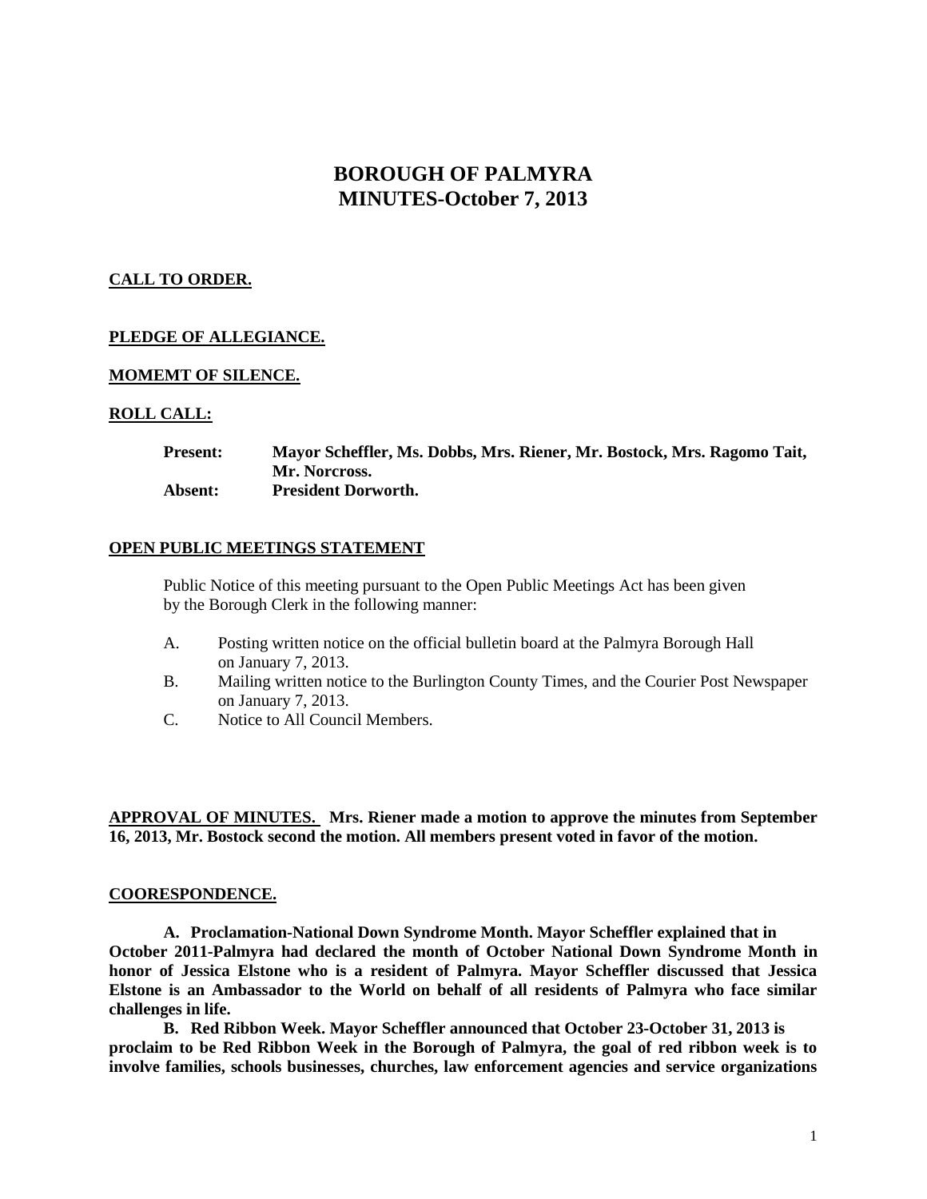# BOROUGH OF PALMYRA
## MINUTES-October 7, 2013

**CALL TO ORDER.**

**PLEDGE OF ALLEGIANCE.**

**MOMEMT OF SILENCE.**

**ROLL CALL:**

**Present:** **Mayor Scheffler, Ms. Dobbs, Mrs. Riener, Mr. Bostock, Mrs. Ragomo Tait, Mr. Norcross.**
**Absent:** **President Dorworth.**

**OPEN PUBLIC MEETINGS STATEMENT**

Public Notice of this meeting pursuant to the Open Public Meetings Act has been given by the Borough Clerk in the following manner:

A. Posting written notice on the official bulletin board at the Palmyra Borough Hall on January 7, 2013.
B. Mailing written notice to the Burlington County Times, and the Courier Post Newspaper on January 7, 2013.
C. Notice to All Council Members.

**APPROVAL OF MINUTES.** **Mrs. Riener made a motion to approve the minutes from September 16, 2013, Mr. Bostock second the motion. All members present voted in favor of the motion.**

**COORESPONDENCE.**

**A. Proclamation-National Down Syndrome Month. Mayor Scheffler explained that in October 2011-Palmyra had declared the month of October National Down Syndrome Month in honor of Jessica Elstone who is a resident of Palmyra. Mayor Scheffler discussed that Jessica Elstone is an Ambassador to the World on behalf of all residents of Palmyra who face similar challenges in life.**

**B. Red Ribbon Week. Mayor Scheffler announced that October 23-October 31, 2013 is proclaim to be Red Ribbon Week in the Borough of Palmyra, the goal of red ribbon week is to involve families, schools businesses, churches, law enforcement agencies and service organizations**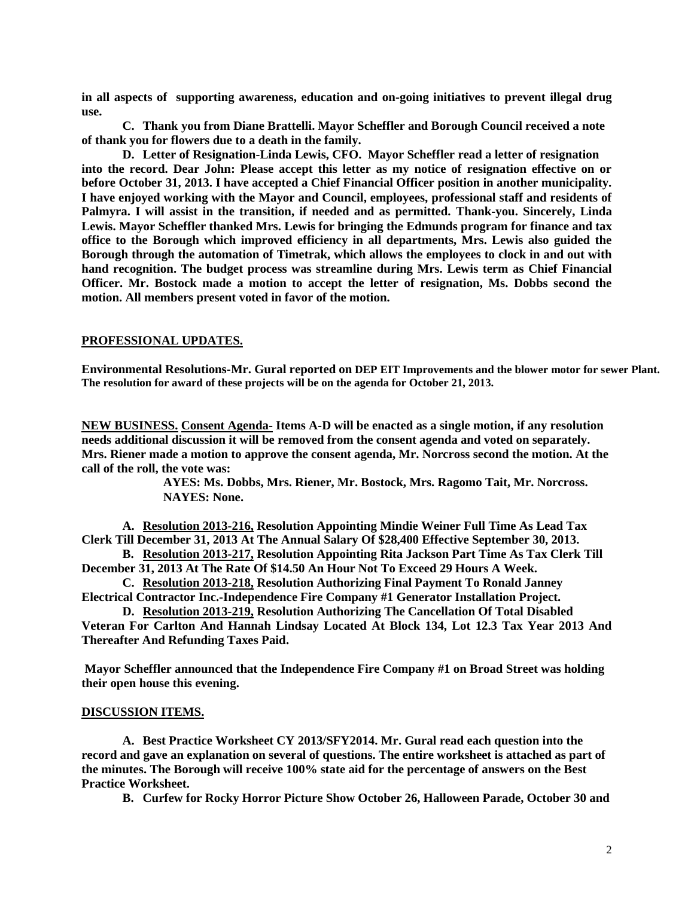**in all aspects of supporting awareness, education and on-going initiatives to prevent illegal drug use.**

**C. Thank you from Diane Brattelli. Mayor Scheffler and Borough Council received a note of thank you for flowers due to a death in the family.**

**D. Letter of Resignation-Linda Lewis, CFO. Mayor Scheffler read a letter of resignation into the record. Dear John: Please accept this letter as my notice of resignation effective on or before October 31, 2013. I have accepted a Chief Financial Officer position in another municipality. I have enjoyed working with the Mayor and Council, employees, professional staff and residents of Palmyra. I will assist in the transition, if needed and as permitted. Thank-you. Sincerely, Linda Lewis. Mayor Scheffler thanked Mrs. Lewis for bringing the Edmunds program for finance and tax office to the Borough which improved efficiency in all departments, Mrs. Lewis also guided the Borough through the automation of Timetrak, which allows the employees to clock in and out with hand recognition. The budget process was streamline during Mrs. Lewis term as Chief Financial Officer. Mr. Bostock made a motion to accept the letter of resignation, Ms. Dobbs second the motion. All members present voted in favor of the motion.**

**PROFESSIONAL UPDATES.**

**Environmental Resolutions-Mr. Gural reported on DEP EIT Improvements and the blower motor for sewer Plant. The resolution for award of these projects will be on the agenda for October 21, 2013.**

**NEW BUSINESS. Consent Agenda- Items A-D will be enacted as a single motion, if any resolution needs additional discussion it will be removed from the consent agenda and voted on separately. Mrs. Riener made a motion to approve the consent agenda, Mr. Norcross second the motion. At the call of the roll, the vote was:**

**AYES: Ms. Dobbs, Mrs. Riener, Mr. Bostock, Mrs. Ragomo Tait, Mr. Norcross.**
**NAYES: None.**

**A. Resolution 2013-216, Resolution Appointing Mindie Weiner Full Time As Lead Tax Clerk Till December 31, 2013 At The Annual Salary Of $28,400 Effective September 30, 2013.**

**B. Resolution 2013-217, Resolution Appointing Rita Jackson Part Time As Tax Clerk Till December 31, 2013 At The Rate Of $14.50 An Hour Not To Exceed 29 Hours A Week.**

**C. Resolution 2013-218, Resolution Authorizing Final Payment To Ronald Janney Electrical Contractor Inc.-Independence Fire Company #1 Generator Installation Project.**

**D. Resolution 2013-219, Resolution Authorizing The Cancellation Of Total Disabled Veteran For Carlton And Hannah Lindsay Located At Block 134, Lot 12.3 Tax Year 2013 And Thereafter And Refunding Taxes Paid.**

**Mayor Scheffler announced that the Independence Fire Company #1 on Broad Street was holding their open house this evening.**

**DISCUSSION ITEMS.**

**A. Best Practice Worksheet CY 2013/SFY2014. Mr. Gural read each question into the record and gave an explanation on several of questions. The entire worksheet is attached as part of the minutes. The Borough will receive 100% state aid for the percentage of answers on the Best Practice Worksheet.**

**B. Curfew for Rocky Horror Picture Show October 26, Halloween Parade, October 30 and**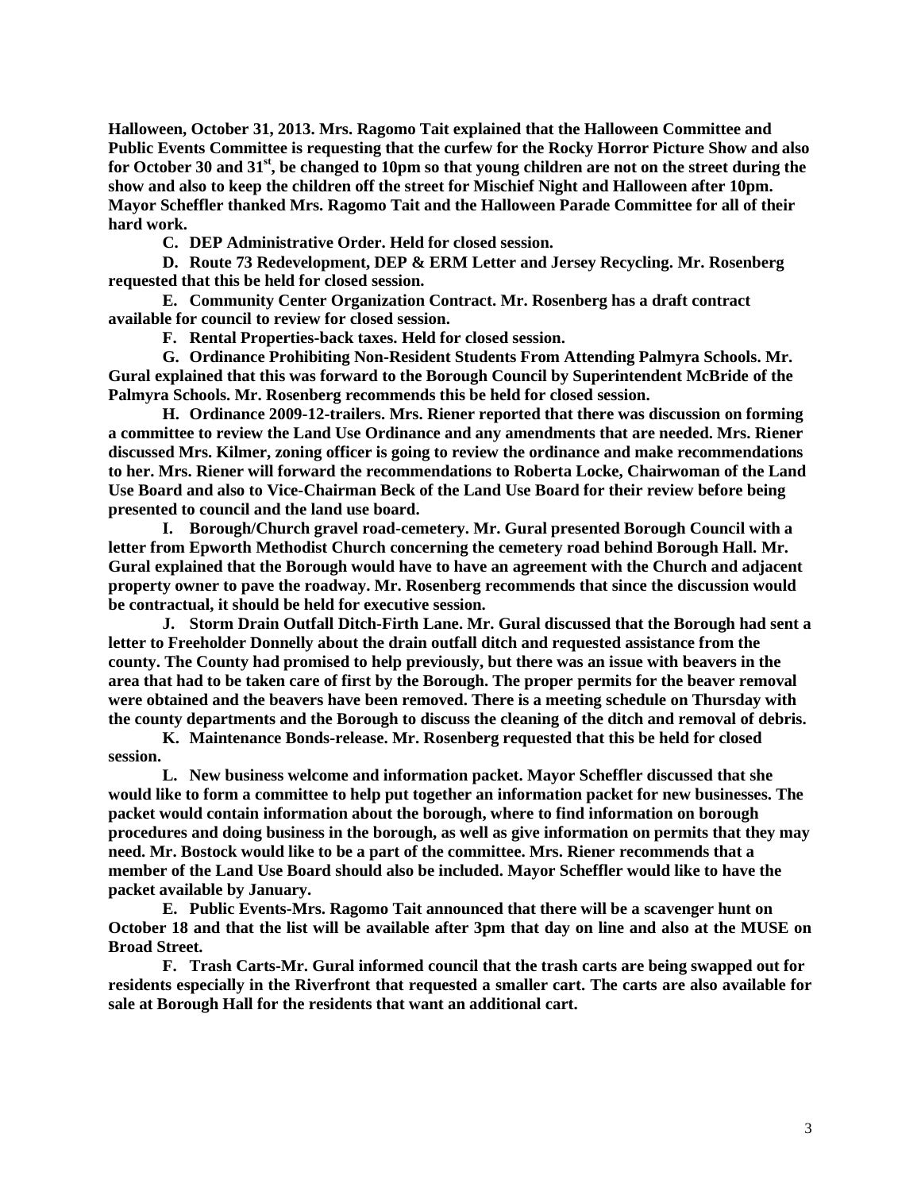**Halloween, October 31, 2013. Mrs. Ragomo Tait explained that the Halloween Committee and Public Events Committee is requesting that the curfew for the Rocky Horror Picture Show and also for October 30 and 31st, be changed to 10pm so that young children are not on the street during the show and also to keep the children off the street for Mischief Night and Halloween after 10pm. Mayor Scheffler thanked Mrs. Ragomo Tait and the Halloween Parade Committee for all of their hard work.**

**C. DEP Administrative Order. Held for closed session.**

**D. Route 73 Redevelopment, DEP & ERM Letter and Jersey Recycling. Mr. Rosenberg requested that this be held for closed session.**

**E. Community Center Organization Contract. Mr. Rosenberg has a draft contract available for council to review for closed session.**

**F. Rental Properties-back taxes. Held for closed session.**

**G. Ordinance Prohibiting Non-Resident Students From Attending Palmyra Schools. Mr. Gural explained that this was forward to the Borough Council by Superintendent McBride of the Palmyra Schools. Mr. Rosenberg recommends this be held for closed session.**

**H. Ordinance 2009-12-trailers. Mrs. Riener reported that there was discussion on forming a committee to review the Land Use Ordinance and any amendments that are needed. Mrs. Riener discussed Mrs. Kilmer, zoning officer is going to review the ordinance and make recommendations to her. Mrs. Riener will forward the recommendations to Roberta Locke, Chairwoman of the Land Use Board and also to Vice-Chairman Beck of the Land Use Board for their review before being presented to council and the land use board.**

**I. Borough/Church gravel road-cemetery. Mr. Gural presented Borough Council with a letter from Epworth Methodist Church concerning the cemetery road behind Borough Hall. Mr. Gural explained that the Borough would have to have an agreement with the Church and adjacent property owner to pave the roadway. Mr. Rosenberg recommends that since the discussion would be contractual, it should be held for executive session.**

**J. Storm Drain Outfall Ditch-Firth Lane. Mr. Gural discussed that the Borough had sent a letter to Freeholder Donnelly about the drain outfall ditch and requested assistance from the county. The County had promised to help previously, but there was an issue with beavers in the area that had to be taken care of first by the Borough. The proper permits for the beaver removal were obtained and the beavers have been removed. There is a meeting schedule on Thursday with the county departments and the Borough to discuss the cleaning of the ditch and removal of debris.**

**K. Maintenance Bonds-release. Mr. Rosenberg requested that this be held for closed session.**

**L. New business welcome and information packet. Mayor Scheffler discussed that she would like to form a committee to help put together an information packet for new businesses. The packet would contain information about the borough, where to find information on borough procedures and doing business in the borough, as well as give information on permits that they may need. Mr. Bostock would like to be a part of the committee. Mrs. Riener recommends that a member of the Land Use Board should also be included. Mayor Scheffler would like to have the packet available by January.**

**E. Public Events-Mrs. Ragomo Tait announced that there will be a scavenger hunt on October 18 and that the list will be available after 3pm that day on line and also at the MUSE on Broad Street.**

**F. Trash Carts-Mr. Gural informed council that the trash carts are being swapped out for residents especially in the Riverfront that requested a smaller cart. The carts are also available for sale at Borough Hall for the residents that want an additional cart.**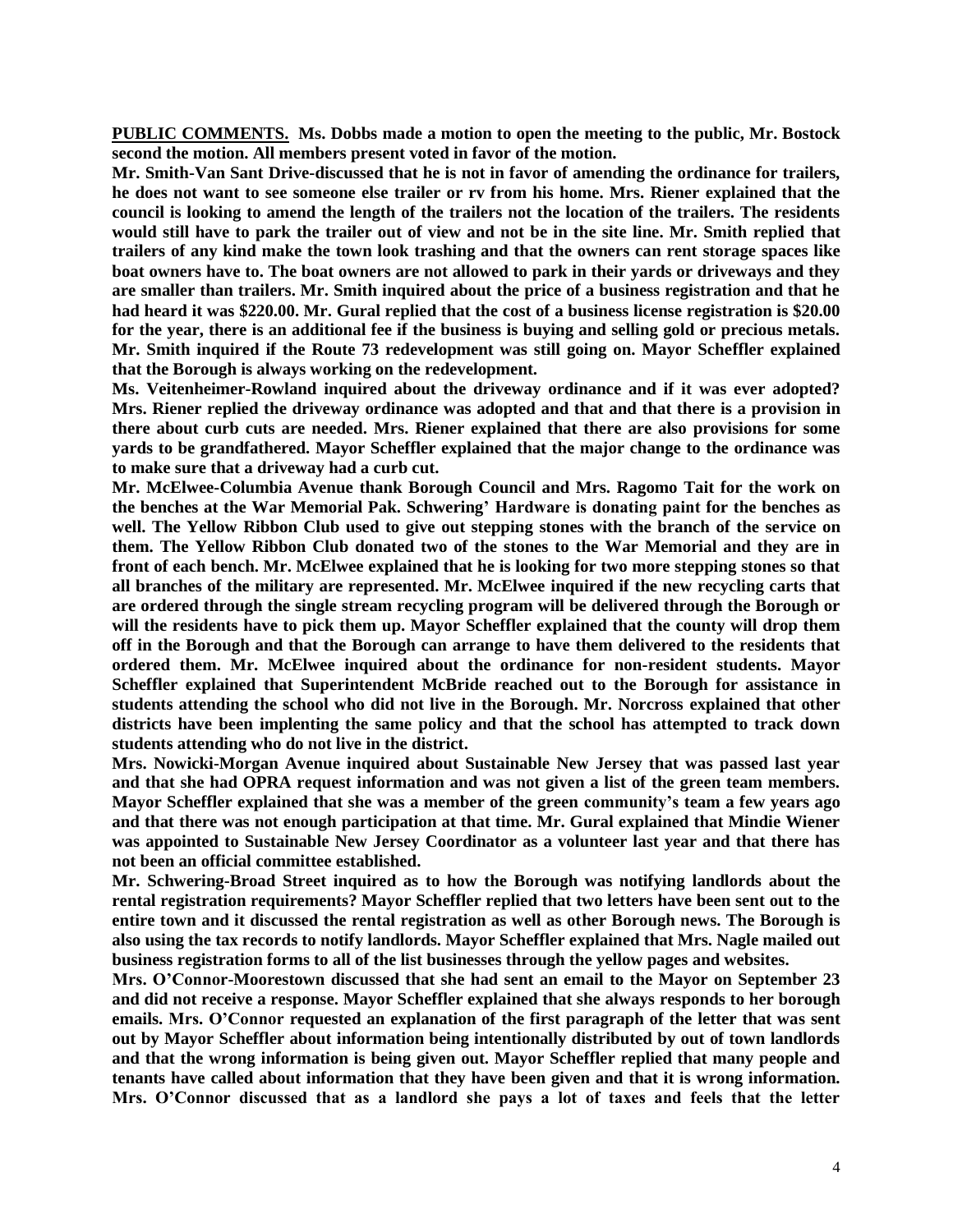**PUBLIC COMMENTS. Ms. Dobbs made a motion to open the meeting to the public, Mr. Bostock second the motion. All members present voted in favor of the motion.**

**Mr. Smith-Van Sant Drive-discussed that he is not in favor of amending the ordinance for trailers, he does not want to see someone else trailer or rv from his home. Mrs. Riener explained that the council is looking to amend the length of the trailers not the location of the trailers. The residents would still have to park the trailer out of view and not be in the site line. Mr. Smith replied that trailers of any kind make the town look trashing and that the owners can rent storage spaces like boat owners have to. The boat owners are not allowed to park in their yards or driveways and they are smaller than trailers. Mr. Smith inquired about the price of a business registration and that he had heard it was $220.00. Mr. Gural replied that the cost of a business license registration is $20.00 for the year, there is an additional fee if the business is buying and selling gold or precious metals. Mr. Smith inquired if the Route 73 redevelopment was still going on. Mayor Scheffler explained that the Borough is always working on the redevelopment.**

**Ms. Veitenheimer-Rowland inquired about the driveway ordinance and if it was ever adopted? Mrs. Riener replied the driveway ordinance was adopted and that and that there is a provision in there about curb cuts are needed. Mrs. Riener explained that there are also provisions for some yards to be grandfathered. Mayor Scheffler explained that the major change to the ordinance was to make sure that a driveway had a curb cut.**

**Mr. McElwee-Columbia Avenue thank Borough Council and Mrs. Ragomo Tait for the work on the benches at the War Memorial Pak. Schwering' Hardware is donating paint for the benches as well. The Yellow Ribbon Club used to give out stepping stones with the branch of the service on them. The Yellow Ribbon Club donated two of the stones to the War Memorial and they are in front of each bench. Mr. McElwee explained that he is looking for two more stepping stones so that all branches of the military are represented. Mr. McElwee inquired if the new recycling carts that are ordered through the single stream recycling program will be delivered through the Borough or will the residents have to pick them up. Mayor Scheffler explained that the county will drop them off in the Borough and that the Borough can arrange to have them delivered to the residents that ordered them. Mr. McElwee inquired about the ordinance for non-resident students. Mayor Scheffler explained that Superintendent McBride reached out to the Borough for assistance in students attending the school who did not live in the Borough. Mr. Norcross explained that other districts have been implenting the same policy and that the school has attempted to track down students attending who do not live in the district.**

**Mrs. Nowicki-Morgan Avenue inquired about Sustainable New Jersey that was passed last year and that she had OPRA request information and was not given a list of the green team members. Mayor Scheffler explained that she was a member of the green community's team a few years ago and that there was not enough participation at that time. Mr. Gural explained that Mindie Wiener was appointed to Sustainable New Jersey Coordinator as a volunteer last year and that there has not been an official committee established.**

**Mr. Schwering-Broad Street inquired as to how the Borough was notifying landlords about the rental registration requirements? Mayor Scheffler replied that two letters have been sent out to the entire town and it discussed the rental registration as well as other Borough news. The Borough is also using the tax records to notify landlords. Mayor Scheffler explained that Mrs. Nagle mailed out business registration forms to all of the list businesses through the yellow pages and websites.**

**Mrs. O'Connor-Moorestown discussed that she had sent an email to the Mayor on September 23 and did not receive a response. Mayor Scheffler explained that she always responds to her borough emails. Mrs. O'Connor requested an explanation of the first paragraph of the letter that was sent out by Mayor Scheffler about information being intentionally distributed by out of town landlords and that the wrong information is being given out. Mayor Scheffler replied that many people and tenants have called about information that they have been given and that it is wrong information. Mrs. O'Connor discussed that as a landlord she pays a lot of taxes and feels that the letter**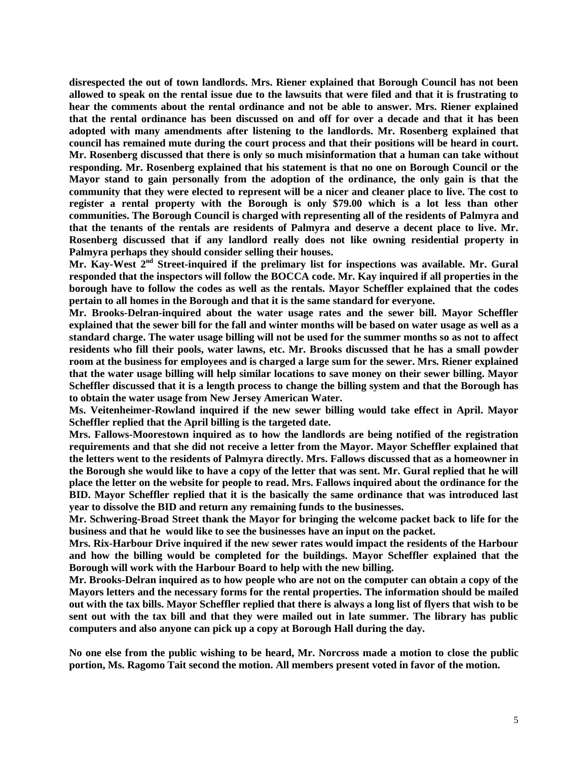**disrespected the out of town landlords. Mrs. Riener explained that Borough Council has not been allowed to speak on the rental issue due to the lawsuits that were filed and that it is frustrating to hear the comments about the rental ordinance and not be able to answer. Mrs. Riener explained that the rental ordinance has been discussed on and off for over a decade and that it has been adopted with many amendments after listening to the landlords. Mr. Rosenberg explained that council has remained mute during the court process and that their positions will be heard in court. Mr. Rosenberg discussed that there is only so much misinformation that a human can take without responding. Mr. Rosenberg explained that his statement is that no one on Borough Council or the Mayor stand to gain personally from the adoption of the ordinance, the only gain is that the community that they were elected to represent will be a nicer and cleaner place to live. The cost to register a rental property with the Borough is only $79.00 which is a lot less than other communities. The Borough Council is charged with representing all of the residents of Palmyra and that the tenants of the rentals are residents of Palmyra and deserve a decent place to live. Mr. Rosenberg discussed that if any landlord really does not like owning residential property in Palmyra perhaps they should consider selling their houses.**

**Mr. Kay-West 2nd Street-inquired if the prelimary list for inspections was available. Mr. Gural responded that the inspectors will follow the BOCCA code. Mr. Kay inquired if all properties in the borough have to follow the codes as well as the rentals. Mayor Scheffler explained that the codes pertain to all homes in the Borough and that it is the same standard for everyone.**

**Mr. Brooks-Delran-inquired about the water usage rates and the sewer bill. Mayor Scheffler explained that the sewer bill for the fall and winter months will be based on water usage as well as a standard charge. The water usage billing will not be used for the summer months so as not to affect residents who fill their pools, water lawns, etc. Mr. Brooks discussed that he has a small powder room at the business for employees and is charged a large sum for the sewer. Mrs. Riener explained that the water usage billing will help similar locations to save money on their sewer billing. Mayor Scheffler discussed that it is a length process to change the billing system and that the Borough has to obtain the water usage from New Jersey American Water.**

**Ms. Veitenheimer-Rowland inquired if the new sewer billing would take effect in April. Mayor Scheffler replied that the April billing is the targeted date.**

**Mrs. Fallows-Moorestown inquired as to how the landlords are being notified of the registration requirements and that she did not receive a letter from the Mayor. Mayor Scheffler explained that the letters went to the residents of Palmyra directly. Mrs. Fallows discussed that as a homeowner in the Borough she would like to have a copy of the letter that was sent. Mr. Gural replied that he will place the letter on the website for people to read. Mrs. Fallows inquired about the ordinance for the BID. Mayor Scheffler replied that it is the basically the same ordinance that was introduced last year to dissolve the BID and return any remaining funds to the businesses.**

**Mr. Schwering-Broad Street thank the Mayor for bringing the welcome packet back to life for the business and that he would like to see the businesses have an input on the packet.**

**Mrs. Rix-Harbour Drive inquired if the new sewer rates would impact the residents of the Harbour and how the billing would be completed for the buildings. Mayor Scheffler explained that the Borough will work with the Harbour Board to help with the new billing.**

**Mr. Brooks-Delran inquired as to how people who are not on the computer can obtain a copy of the Mayors letters and the necessary forms for the rental properties. The information should be mailed out with the tax bills. Mayor Scheffler replied that there is always a long list of flyers that wish to be sent out with the tax bill and that they were mailed out in late summer. The library has public computers and also anyone can pick up a copy at Borough Hall during the day.**

**No one else from the public wishing to be heard, Mr. Norcross made a motion to close the public portion, Ms. Ragomo Tait second the motion. All members present voted in favor of the motion.**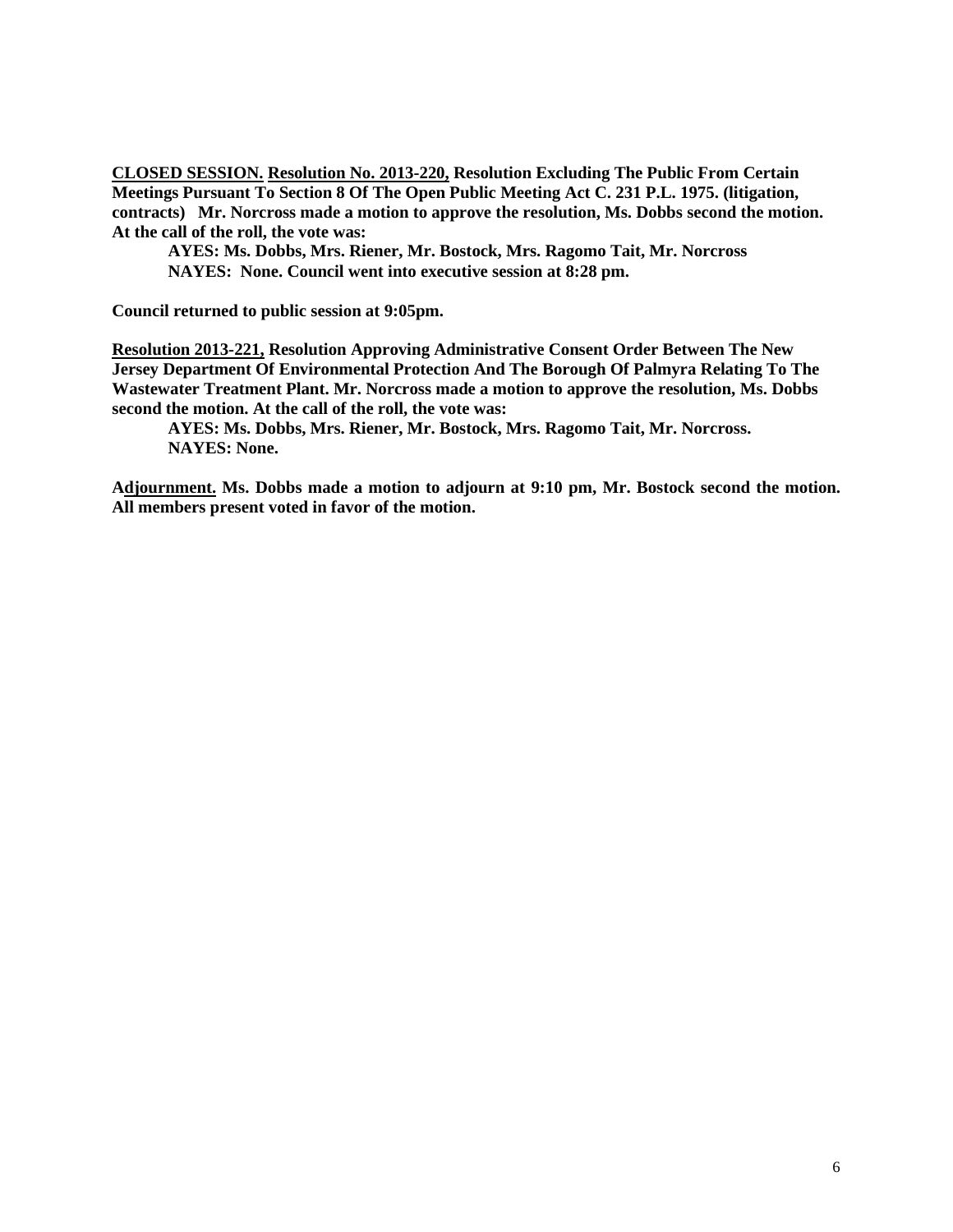**CLOSED SESSION. Resolution No. 2013-220, Resolution Excluding The Public From Certain Meetings Pursuant To Section 8 Of The Open Public Meeting Act C. 231 P.L. 1975. (litigation, contracts) Mr. Norcross made a motion to approve the resolution, Ms. Dobbs second the motion. At the call of the roll, the vote was:**

**AYES: Ms. Dobbs, Mrs. Riener, Mr. Bostock, Mrs. Ragomo Tait, Mr. Norcross**
**NAYES: None. Council went into executive session at 8:28 pm.**

**Council returned to public session at 9:05pm.**

**Resolution 2013-221, Resolution Approving Administrative Consent Order Between The New Jersey Department Of Environmental Protection And The Borough Of Palmyra Relating To The Wastewater Treatment Plant. Mr. Norcross made a motion to approve the resolution, Ms. Dobbs second the motion. At the call of the roll, the vote was:**

**AYES: Ms. Dobbs, Mrs. Riener, Mr. Bostock, Mrs. Ragomo Tait, Mr. Norcross.**
**NAYES: None.**

**Adjournment. Ms. Dobbs made a motion to adjourn at 9:10 pm, Mr. Bostock second the motion. All members present voted in favor of the motion.**